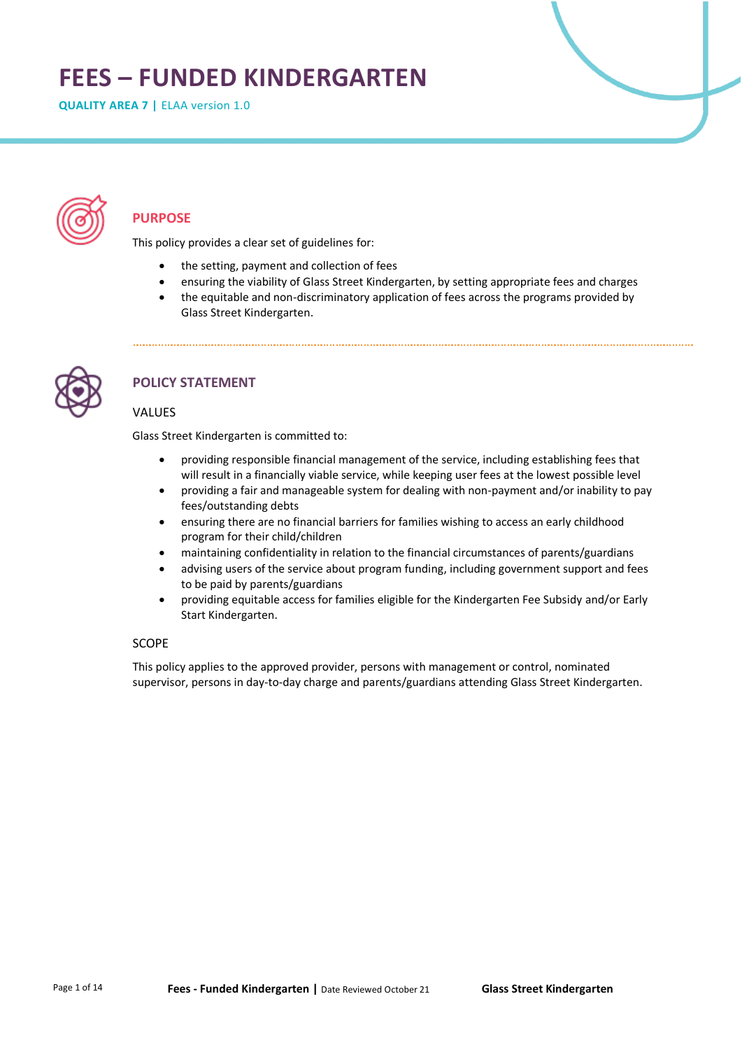# FEES – FUNDED KINDERGARTEN

**QUALITY AREA 7 |** ELAA version 1.0

## PURPOSE

This policy provides a clear set of guidelines for:

- the setting, payment and collection of fees
- ensuring the viability of Glass Street Kindergarten, by setting appropriate fees and charges
- the equitable and non-discriminatory application of fees across the programs provided by Glass Street Kindergarten.

## POLICY STATEMENT

### VALUES

Glass Street Kindergarten is committed to:

- providing responsible financial management of the service, including establishing fees that will result in a financially viable service, while keeping user fees at the lowest possible level
- providing a fair and manageable system for dealing with non-payment and/or inability to pay fees/outstanding debts
- ensuring there are no financial barriers for families wishing to access an early childhood program for their child/children
- maintaining confidentiality in relation to the financial circumstances of parents/guardians
- advising users of the service about program funding, including government support and fees to be paid by parents/guardians
- providing equitable access for families eligible for the Kindergarten Fee Subsidy and/or Early Start Kindergarten.

### SCOPE

This policy applies to the approved provider, persons with management or control, nominated supervisor, persons in day-to-day charge and parents/guardians attending Glass Street Kindergarten.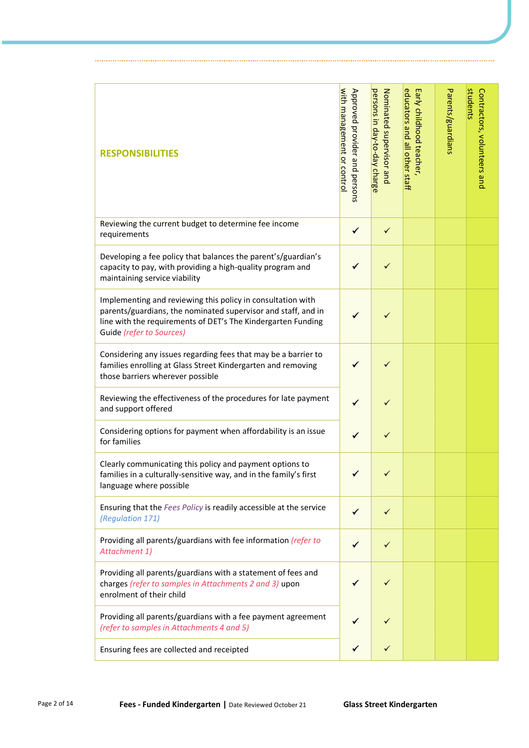| RESPONSIBILITIES | Approved provider and persons with management or control | Nominated supervisor and persons in day-to-day charge | Early childhood teacher, educators and all other staff | Parents/guardians | Contractors, volunteers and students |
|---|---|---|---|---|---|
| Reviewing the current budget to determine fee income requirements | ✔ | ✓ | | | |
| Developing a fee policy that balances the parent's/guardian's capacity to pay, with providing a high-quality program and maintaining service viability | ✔ | ✓ | | | |
| Implementing and reviewing this policy in consultation with parents/guardians, the nominated supervisor and staff, and in line with the requirements of DET's The Kindergarten Funding Guide *(refer to Sources)* | ✔ | ✓ | | | |
| Considering any issues regarding fees that may be a barrier to families enrolling at Glass Street Kindergarten and removing those barriers wherever possible | ✔ | ✓ | | | |
| Reviewing the effectiveness of the procedures for late payment and support offered | ✔ | ✓ | | | |
| Considering options for payment when affordability is an issue for families | ✔ | ✓ | | | |
| Clearly communicating this policy and payment options to families in a culturally-sensitive way, and in the family's first language where possible | ✔ | ✓ | | | |
| Ensuring that the *Fees Policy* is readily accessible at the service *(Regulation 171)* | ✔ | ✓ | | | |
| Providing all parents/guardians with fee information *(refer to Attachment 1)* | ✔ | ✓ | | | |
| Providing all parents/guardians with a statement of fees and charges *(refer to samples in Attachments 2 and 3)* upon enrolment of their child | ✔ | ✓ | | | |
| Providing all parents/guardians with a fee payment agreement *(refer to samples in Attachments 4 and 5)* | ✔ | ✓ | | | |
| Ensuring fees are collected and receipted | ✔ | ✓ | | | |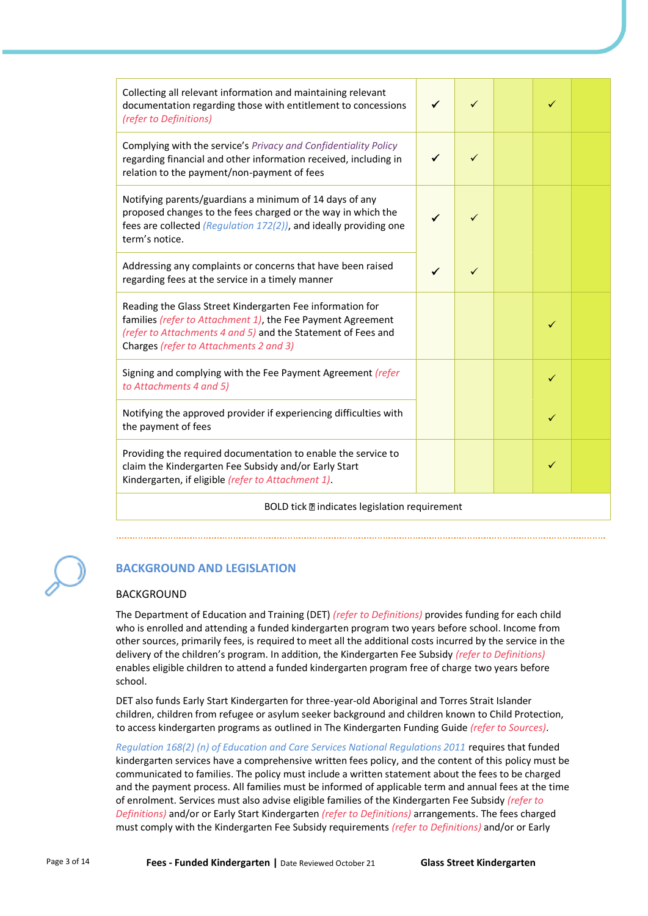| | | | | | |
|---|---|---|---|---|---|
| Collecting all relevant information and maintaining relevant documentation regarding those with entitlement to concessions *(refer to Definitions)* | ✓ | ✓ | | ✓ | |
| Complying with the service's *Privacy and Confidentiality Policy* regarding financial and other information received, including in relation to the payment/non-payment of fees | ✓ | ✓ | | | |
| Notifying parents/guardians a minimum of 14 days of any proposed changes to the fees charged or the way in which the fees are collected *(Regulation 172(2))*, and ideally providing one term's notice. | ✓ | ✓ | | | |
| Addressing any complaints or concerns that have been raised regarding fees at the service in a timely manner | ✓ | ✓ | | | |
| Reading the Glass Street Kindergarten Fee information for families *(refer to Attachment 1)*, the Fee Payment Agreement *(refer to Attachments 4 and 5)* and the Statement of Fees and Charges *(refer to Attachments 2 and 3)* | | | | ✓ | |
| Signing and complying with the Fee Payment Agreement *(refer to Attachments 4 and 5)* | | | | ✓ | |
| Notifying the approved provider if experiencing difficulties with the payment of fees | | | | ✓ | |
| Providing the required documentation to enable the service to claim the Kindergarten Fee Subsidy and/or Early Start Kindergarten, if eligible *(refer to Attachment 1)*. | | | | ✓ | |
| BOLD tick ✓ indicates legislation requirement | | | | | |

## BACKGROUND AND LEGISLATION

### BACKGROUND

The Department of Education and Training (DET) *(refer to Definitions)* provides funding for each child who is enrolled and attending a funded kindergarten program two years before school. Income from other sources, primarily fees, is required to meet all the additional costs incurred by the service in the delivery of the children's program. In addition, the Kindergarten Fee Subsidy *(refer to Definitions)* enables eligible children to attend a funded kindergarten program free of charge two years before school.

DET also funds Early Start Kindergarten for three-year-old Aboriginal and Torres Strait Islander children, children from refugee or asylum seeker background and children known to Child Protection, to access kindergarten programs as outlined in The Kindergarten Funding Guide *(refer to Sources)*.

*Regulation 168(2) (n) of Education and Care Services National Regulations 2011* requires that funded kindergarten services have a comprehensive written fees policy, and the content of this policy must be communicated to families. The policy must include a written statement about the fees to be charged and the payment process. All families must be informed of applicable term and annual fees at the time of enrolment. Services must also advise eligible families of the Kindergarten Fee Subsidy *(refer to Definitions)* and/or or Early Start Kindergarten *(refer to Definitions)* arrangements. The fees charged must comply with the Kindergarten Fee Subsidy requirements *(refer to Definitions)* and/or or Early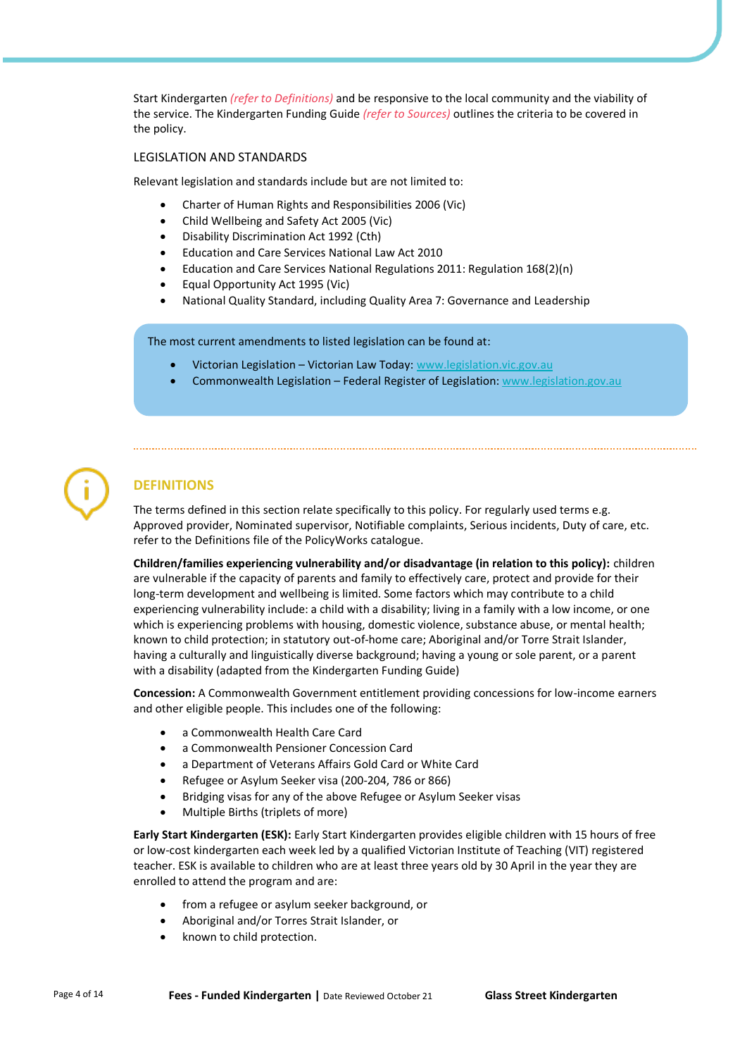Start Kindergarten *(refer to Definitions)* and be responsive to the local community and the viability of the service. The Kindergarten Funding Guide *(refer to Sources)* outlines the criteria to be covered in the policy.

### LEGISLATION AND STANDARDS

Relevant legislation and standards include but are not limited to:

- Charter of Human Rights and Responsibilities 2006 (Vic)
- Child Wellbeing and Safety Act 2005 (Vic)
- Disability Discrimination Act 1992 (Cth)
- Education and Care Services National Law Act 2010
- Education and Care Services National Regulations 2011: Regulation 168(2)(n)
- Equal Opportunity Act 1995 (Vic)
- National Quality Standard, including Quality Area 7: Governance and Leadership

The most current amendments to listed legislation can be found at:

- Victorian Legislation – Victorian Law Today: www.legislation.vic.gov.au
- Commonwealth Legislation – Federal Register of Legislation: www.legislation.gov.au

## DEFINITIONS

The terms defined in this section relate specifically to this policy. For regularly used terms e.g. Approved provider, Nominated supervisor, Notifiable complaints, Serious incidents, Duty of care, etc. refer to the Definitions file of the PolicyWorks catalogue.

**Children/families experiencing vulnerability and/or disadvantage (in relation to this policy):** children are vulnerable if the capacity of parents and family to effectively care, protect and provide for their long-term development and wellbeing is limited. Some factors which may contribute to a child experiencing vulnerability include: a child with a disability; living in a family with a low income, or one which is experiencing problems with housing, domestic violence, substance abuse, or mental health; known to child protection; in statutory out-of-home care; Aboriginal and/or Torre Strait Islander, having a culturally and linguistically diverse background; having a young or sole parent, or a parent with a disability (adapted from the Kindergarten Funding Guide)

**Concession:** A Commonwealth Government entitlement providing concessions for low-income earners and other eligible people. This includes one of the following:

- a Commonwealth Health Care Card
- a Commonwealth Pensioner Concession Card
- a Department of Veterans Affairs Gold Card or White Card
- Refugee or Asylum Seeker visa (200-204, 786 or 866)
- Bridging visas for any of the above Refugee or Asylum Seeker visas
- Multiple Births (triplets of more)

**Early Start Kindergarten (ESK):** Early Start Kindergarten provides eligible children with 15 hours of free or low-cost kindergarten each week led by a qualified Victorian Institute of Teaching (VIT) registered teacher. ESK is available to children who are at least three years old by 30 April in the year they are enrolled to attend the program and are:

- from a refugee or asylum seeker background, or
- Aboriginal and/or Torres Strait Islander, or
- known to child protection.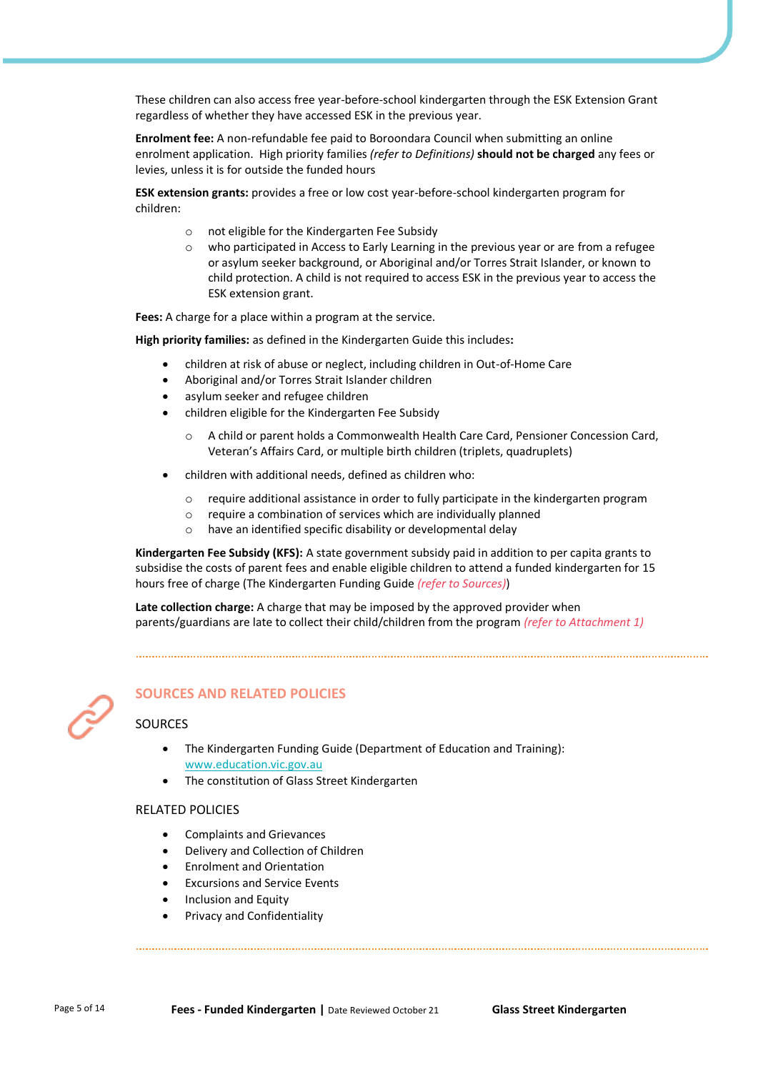These children can also access free year-before-school kindergarten through the ESK Extension Grant regardless of whether they have accessed ESK in the previous year.

**Enrolment fee:** A non-refundable fee paid to Boroondara Council when submitting an online enrolment application. High priority families *(refer to Definitions)* **should not be charged** any fees or levies, unless it is for outside the funded hours

**ESK extension grants:** provides a free or low cost year-before-school kindergarten program for children:

- not eligible for the Kindergarten Fee Subsidy
- who participated in Access to Early Learning in the previous year or are from a refugee or asylum seeker background, or Aboriginal and/or Torres Strait Islander, or known to child protection. A child is not required to access ESK in the previous year to access the ESK extension grant.

**Fees:** A charge for a place within a program at the service.

**High priority families:** as defined in the Kindergarten Guide this includes**:**

- children at risk of abuse or neglect, including children in Out-of-Home Care
- Aboriginal and/or Torres Strait Islander children
- asylum seeker and refugee children
- children eligible for the Kindergarten Fee Subsidy
  - A child or parent holds a Commonwealth Health Care Card, Pensioner Concession Card, Veteran's Affairs Card, or multiple birth children (triplets, quadruplets)
- children with additional needs, defined as children who:
  - require additional assistance in order to fully participate in the kindergarten program
  - require a combination of services which are individually planned
  - have an identified specific disability or developmental delay

**Kindergarten Fee Subsidy (KFS):** A state government subsidy paid in addition to per capita grants to subsidise the costs of parent fees and enable eligible children to attend a funded kindergarten for 15 hours free of charge (The Kindergarten Funding Guide *(refer to Sources)*)

**Late collection charge:** A charge that may be imposed by the approved provider when parents/guardians are late to collect their child/children from the program *(refer to Attachment 1)*

## SOURCES AND RELATED POLICIES

### SOURCES

- The Kindergarten Funding Guide (Department of Education and Training): www.education.vic.gov.au
- The constitution of Glass Street Kindergarten

### RELATED POLICIES

- Complaints and Grievances
- Delivery and Collection of Children
- Enrolment and Orientation
- Excursions and Service Events
- Inclusion and Equity
- Privacy and Confidentiality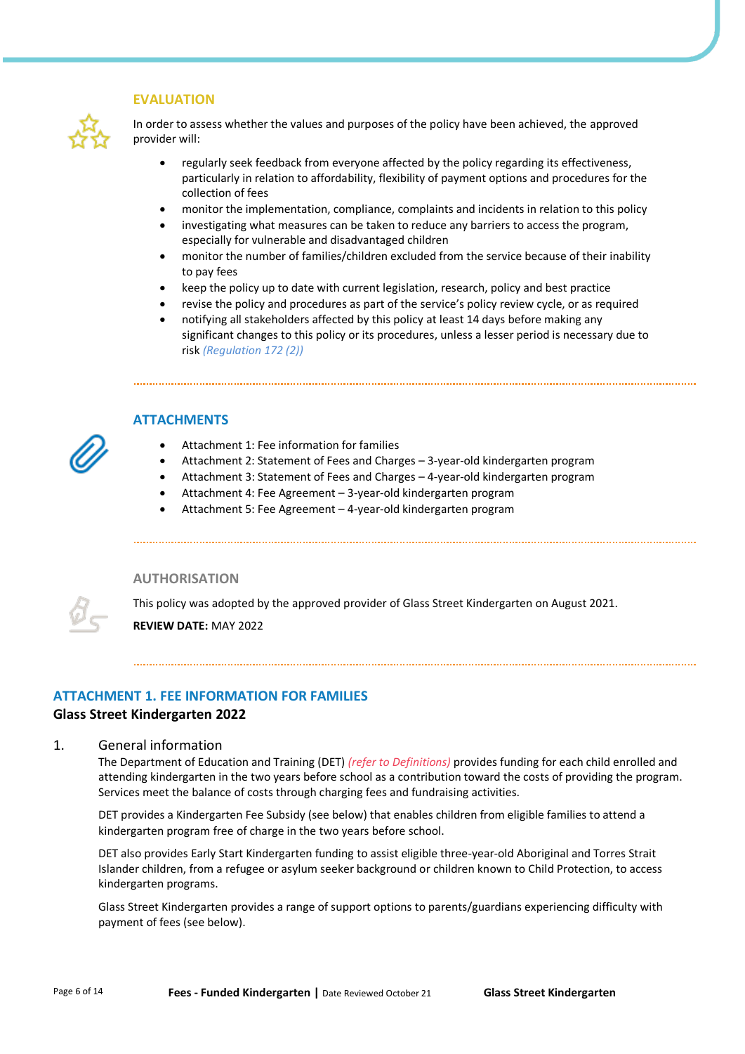## EVALUATION

In order to assess whether the values and purposes of the policy have been achieved, the approved provider will:

- regularly seek feedback from everyone affected by the policy regarding its effectiveness, particularly in relation to affordability, flexibility of payment options and procedures for the collection of fees
- monitor the implementation, compliance, complaints and incidents in relation to this policy
- investigating what measures can be taken to reduce any barriers to access the program, especially for vulnerable and disadvantaged children
- monitor the number of families/children excluded from the service because of their inability to pay fees
- keep the policy up to date with current legislation, research, policy and best practice
- revise the policy and procedures as part of the service's policy review cycle, or as required
- notifying all stakeholders affected by this policy at least 14 days before making any significant changes to this policy or its procedures, unless a lesser period is necessary due to risk *(Regulation 172 (2))*

## ATTACHMENTS

- Attachment 1: Fee information for families
- Attachment 2: Statement of Fees and Charges – 3-year-old kindergarten program
- Attachment 3: Statement of Fees and Charges – 4-year-old kindergarten program
- Attachment 4: Fee Agreement – 3-year-old kindergarten program
- Attachment 5: Fee Agreement – 4-year-old kindergarten program

## AUTHORISATION

This policy was adopted by the approved provider of Glass Street Kindergarten on August 2021.

**REVIEW DATE:** MAY 2022

## ATTACHMENT 1. FEE INFORMATION FOR FAMILIES

**Glass Street Kindergarten 2022**

### 1. General information

The Department of Education and Training (DET) *(refer to Definitions)* provides funding for each child enrolled and attending kindergarten in the two years before school as a contribution toward the costs of providing the program. Services meet the balance of costs through charging fees and fundraising activities.

DET provides a Kindergarten Fee Subsidy (see below) that enables children from eligible families to attend a kindergarten program free of charge in the two years before school.

DET also provides Early Start Kindergarten funding to assist eligible three-year-old Aboriginal and Torres Strait Islander children, from a refugee or asylum seeker background or children known to Child Protection, to access kindergarten programs.

Glass Street Kindergarten provides a range of support options to parents/guardians experiencing difficulty with payment of fees (see below).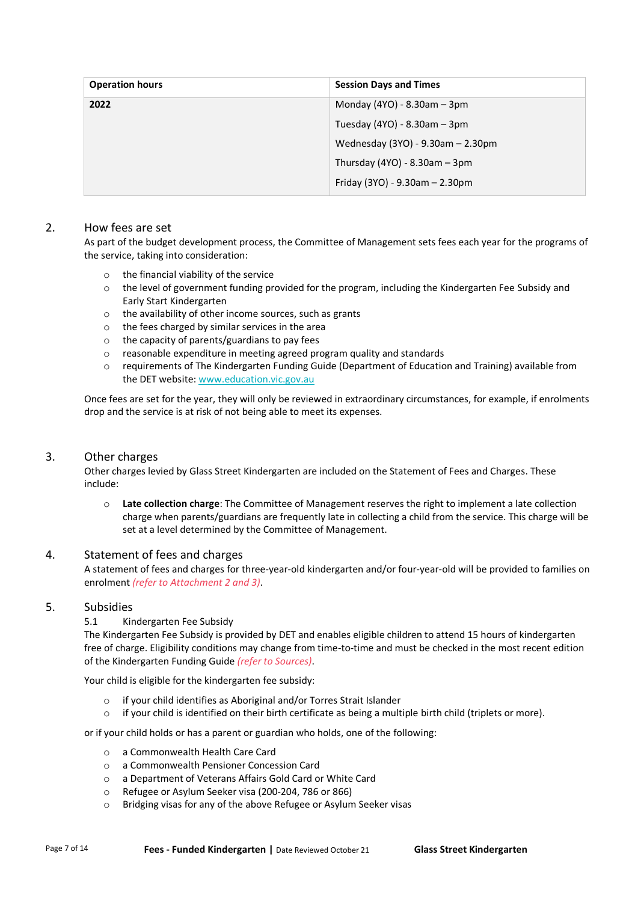| Operation hours | Session Days and Times |
|---|---|
| 2022 | Monday (4YO) - 8.30am – 3pm |
| | Tuesday (4YO) - 8.30am – 3pm |
| | Wednesday (3YO) - 9.30am – 2.30pm |
| | Thursday (4YO) - 8.30am – 3pm |
| | Friday (3YO) - 9.30am – 2.30pm |

## 2. How fees are set

As part of the budget development process, the Committee of Management sets fees each year for the programs of the service, taking into consideration:

- the financial viability of the service
- the level of government funding provided for the program, including the Kindergarten Fee Subsidy and Early Start Kindergarten
- the availability of other income sources, such as grants
- the fees charged by similar services in the area
- the capacity of parents/guardians to pay fees
- reasonable expenditure in meeting agreed program quality and standards
- requirements of The Kindergarten Funding Guide (Department of Education and Training) available from the DET website: www.education.vic.gov.au

Once fees are set for the year, they will only be reviewed in extraordinary circumstances, for example, if enrolments drop and the service is at risk of not being able to meet its expenses.

## 3. Other charges

Other charges levied by Glass Street Kindergarten are included on the Statement of Fees and Charges. These include:

- **Late collection charge**: The Committee of Management reserves the right to implement a late collection charge when parents/guardians are frequently late in collecting a child from the service. This charge will be set at a level determined by the Committee of Management.

## 4. Statement of fees and charges

A statement of fees and charges for three-year-old kindergarten and/or four-year-old will be provided to families on enrolment *(refer to Attachment 2 and 3)*.

## 5. Subsidies

### 5.1 Kindergarten Fee Subsidy

The Kindergarten Fee Subsidy is provided by DET and enables eligible children to attend 15 hours of kindergarten free of charge. Eligibility conditions may change from time-to-time and must be checked in the most recent edition of the Kindergarten Funding Guide *(refer to Sources)*.

Your child is eligible for the kindergarten fee subsidy:

- if your child identifies as Aboriginal and/or Torres Strait Islander
- if your child is identified on their birth certificate as being a multiple birth child (triplets or more).

or if your child holds or has a parent or guardian who holds, one of the following:

- a Commonwealth Health Care Card
- a Commonwealth Pensioner Concession Card
- a Department of Veterans Affairs Gold Card or White Card
- Refugee or Asylum Seeker visa (200-204, 786 or 866)
- Bridging visas for any of the above Refugee or Asylum Seeker visas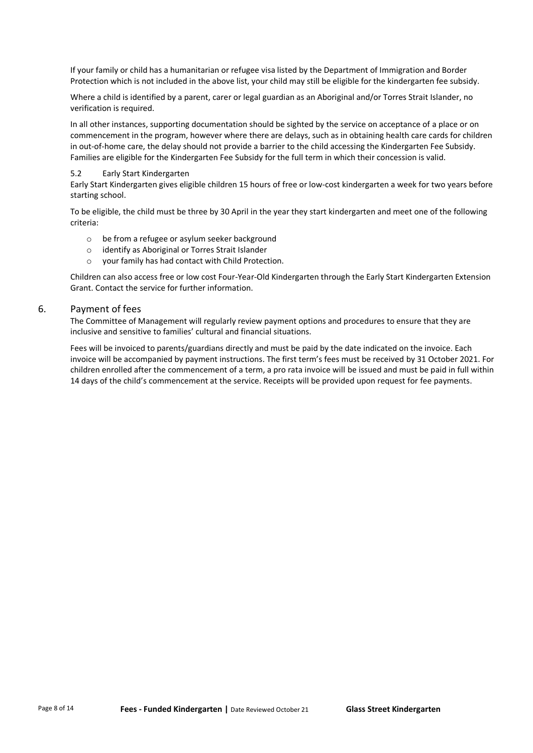If your family or child has a humanitarian or refugee visa listed by the Department of Immigration and Border Protection which is not included in the above list, your child may still be eligible for the kindergarten fee subsidy.

Where a child is identified by a parent, carer or legal guardian as an Aboriginal and/or Torres Strait Islander, no verification is required.

In all other instances, supporting documentation should be sighted by the service on acceptance of a place or on commencement in the program, however where there are delays, such as in obtaining health care cards for children in out-of-home care, the delay should not provide a barrier to the child accessing the Kindergarten Fee Subsidy. Families are eligible for the Kindergarten Fee Subsidy for the full term in which their concession is valid.

### 5.2 Early Start Kindergarten

Early Start Kindergarten gives eligible children 15 hours of free or low-cost kindergarten a week for two years before starting school.

To be eligible, the child must be three by 30 April in the year they start kindergarten and meet one of the following criteria:

- be from a refugee or asylum seeker background
- identify as Aboriginal or Torres Strait Islander
- your family has had contact with Child Protection.

Children can also access free or low cost Four-Year-Old Kindergarten through the Early Start Kindergarten Extension Grant. Contact the service for further information.

## 6. Payment of fees

The Committee of Management will regularly review payment options and procedures to ensure that they are inclusive and sensitive to families' cultural and financial situations.

Fees will be invoiced to parents/guardians directly and must be paid by the date indicated on the invoice. Each invoice will be accompanied by payment instructions. The first term's fees must be received by 31 October 2021. For children enrolled after the commencement of a term, a pro rata invoice will be issued and must be paid in full within 14 days of the child's commencement at the service. Receipts will be provided upon request for fee payments.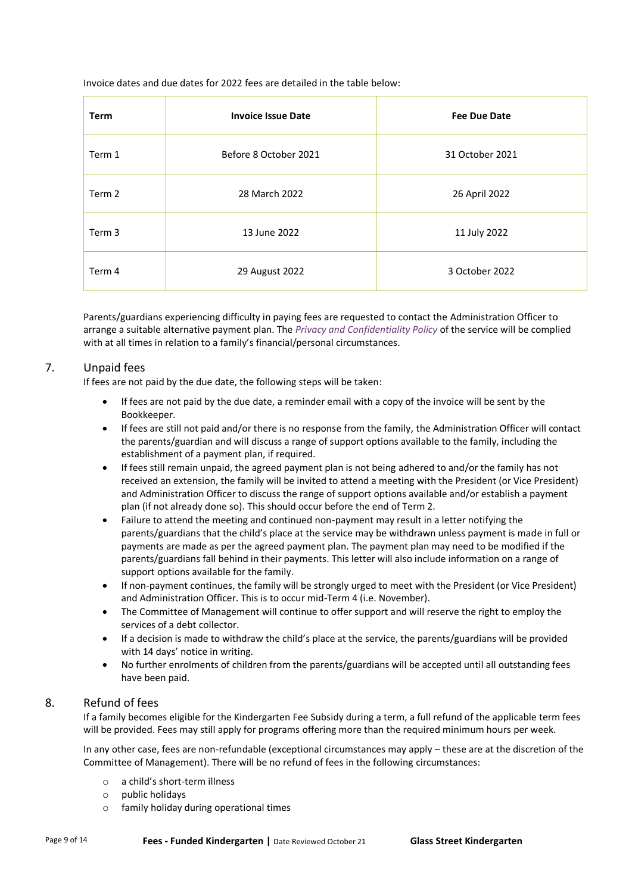Invoice dates and due dates for 2022 fees are detailed in the table below:

| Term | Invoice Issue Date | Fee Due Date |
|---|---|---|
| Term 1 | Before 8 October 2021 | 31 October 2021 |
| Term 2 | 28 March 2022 | 26 April 2022 |
| Term 3 | 13 June 2022 | 11 July 2022 |
| Term 4 | 29 August 2022 | 3 October 2022 |

Parents/guardians experiencing difficulty in paying fees are requested to contact the Administration Officer to arrange a suitable alternative payment plan. The *Privacy and Confidentiality Policy* of the service will be complied with at all times in relation to a family's financial/personal circumstances.

## 7. Unpaid fees

If fees are not paid by the due date, the following steps will be taken:

- If fees are not paid by the due date, a reminder email with a copy of the invoice will be sent by the Bookkeeper.
- If fees are still not paid and/or there is no response from the family, the Administration Officer will contact the parents/guardian and will discuss a range of support options available to the family, including the establishment of a payment plan, if required.
- If fees still remain unpaid, the agreed payment plan is not being adhered to and/or the family has not received an extension, the family will be invited to attend a meeting with the President (or Vice President) and Administration Officer to discuss the range of support options available and/or establish a payment plan (if not already done so). This should occur before the end of Term 2.
- Failure to attend the meeting and continued non-payment may result in a letter notifying the parents/guardians that the child's place at the service may be withdrawn unless payment is made in full or payments are made as per the agreed payment plan. The payment plan may need to be modified if the parents/guardians fall behind in their payments. This letter will also include information on a range of support options available for the family.
- If non-payment continues, the family will be strongly urged to meet with the President (or Vice President) and Administration Officer. This is to occur mid-Term 4 (i.e. November).
- The Committee of Management will continue to offer support and will reserve the right to employ the services of a debt collector.
- If a decision is made to withdraw the child's place at the service, the parents/guardians will be provided with 14 days' notice in writing.
- No further enrolments of children from the parents/guardians will be accepted until all outstanding fees have been paid.

## 8. Refund of fees

If a family becomes eligible for the Kindergarten Fee Subsidy during a term, a full refund of the applicable term fees will be provided. Fees may still apply for programs offering more than the required minimum hours per week.

In any other case, fees are non-refundable (exceptional circumstances may apply – these are at the discretion of the Committee of Management). There will be no refund of fees in the following circumstances:

- a child's short-term illness
- public holidays
- family holiday during operational times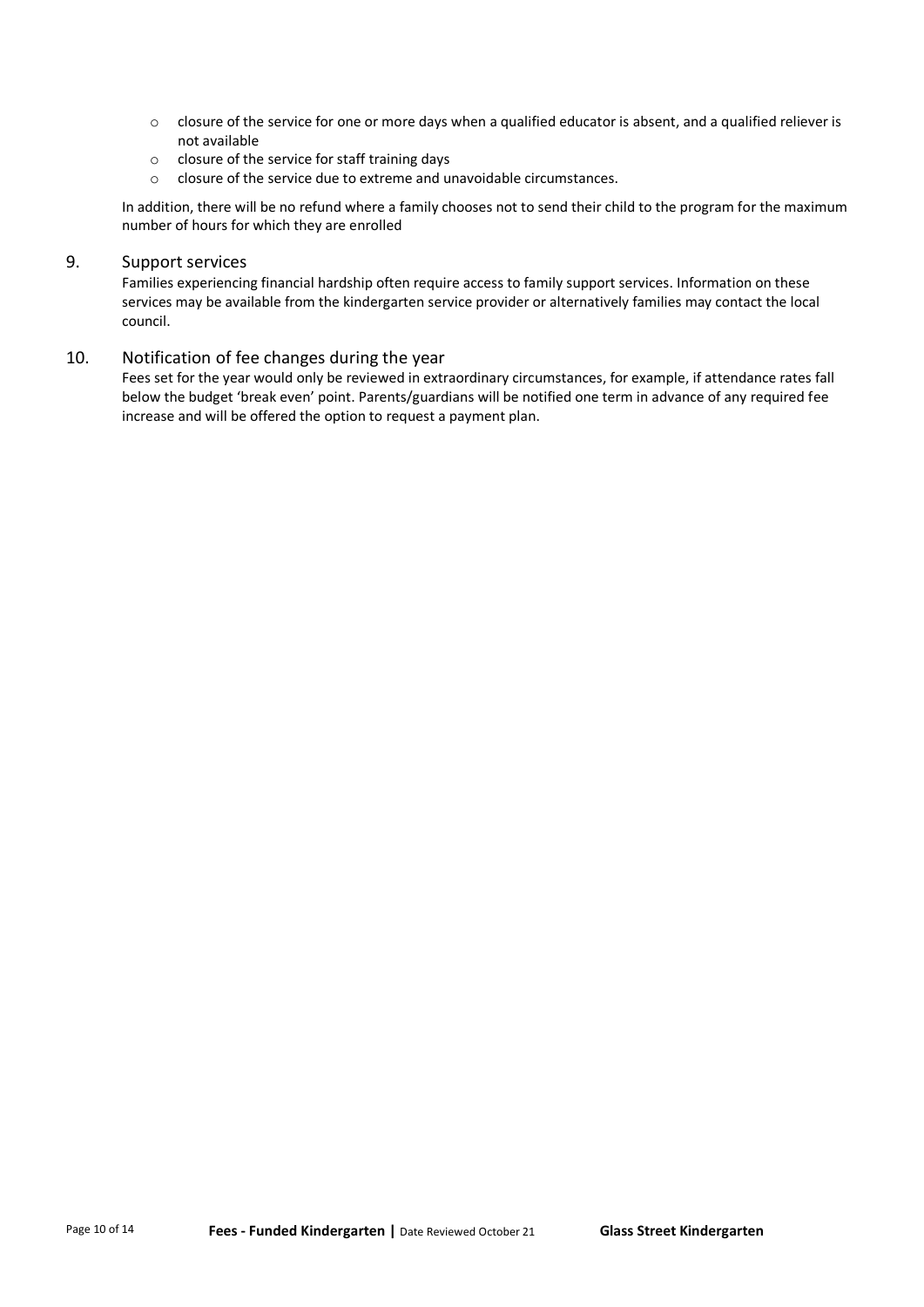- closure of the service for one or more days when a qualified educator is absent, and a qualified reliever is not available
- closure of the service for staff training days
- closure of the service due to extreme and unavoidable circumstances.

In addition, there will be no refund where a family chooses not to send their child to the program for the maximum number of hours for which they are enrolled

## 9. Support services

Families experiencing financial hardship often require access to family support services. Information on these services may be available from the kindergarten service provider or alternatively families may contact the local council.

## 10. Notification of fee changes during the year

Fees set for the year would only be reviewed in extraordinary circumstances, for example, if attendance rates fall below the budget 'break even' point. Parents/guardians will be notified one term in advance of any required fee increase and will be offered the option to request a payment plan.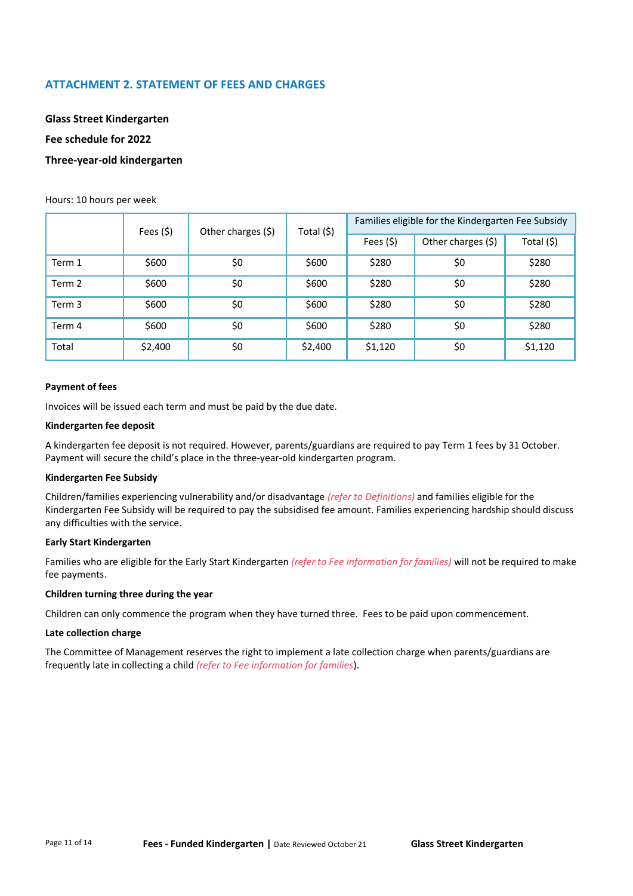## ATTACHMENT 2. STATEMENT OF FEES AND CHARGES

**Glass Street Kindergarten**

**Fee schedule for 2022**

**Three-year-old kindergarten**

Hours: 10 hours per week

| | Fees ($) | Other charges ($) | Total ($) | Families eligible for the Kindergarten Fee Subsidy | | |
|---|---|---|---|---|---|---|
| | | | | Fees ($) | Other charges ($) | Total ($) |
| Term 1 | $600 | $0 | $600 | $280 | $0 | $280 |
| Term 2 | $600 | $0 | $600 | $280 | $0 | $280 |
| Term 3 | $600 | $0 | $600 | $280 | $0 | $280 |
| Term 4 | $600 | $0 | $600 | $280 | $0 | $280 |
| Total | $2,400 | $0 | $2,400 | $1,120 | $0 | $1,120 |

**Payment of fees**

Invoices will be issued each term and must be paid by the due date.

**Kindergarten fee deposit**

A kindergarten fee deposit is not required. However, parents/guardians are required to pay Term 1 fees by 31 October. Payment will secure the child's place in the three-year-old kindergarten program.

**Kindergarten Fee Subsidy**

Children/families experiencing vulnerability and/or disadvantage *(refer to Definitions)* and families eligible for the Kindergarten Fee Subsidy will be required to pay the subsidised fee amount. Families experiencing hardship should discuss any difficulties with the service.

**Early Start Kindergarten**

Families who are eligible for the Early Start Kindergarten *(refer to Fee information for families)* will not be required to make fee payments.

**Children turning three during the year**

Children can only commence the program when they have turned three. Fees to be paid upon commencement.

**Late collection charge**

The Committee of Management reserves the right to implement a late collection charge when parents/guardians are frequently late in collecting a child *(refer to Fee information for families*).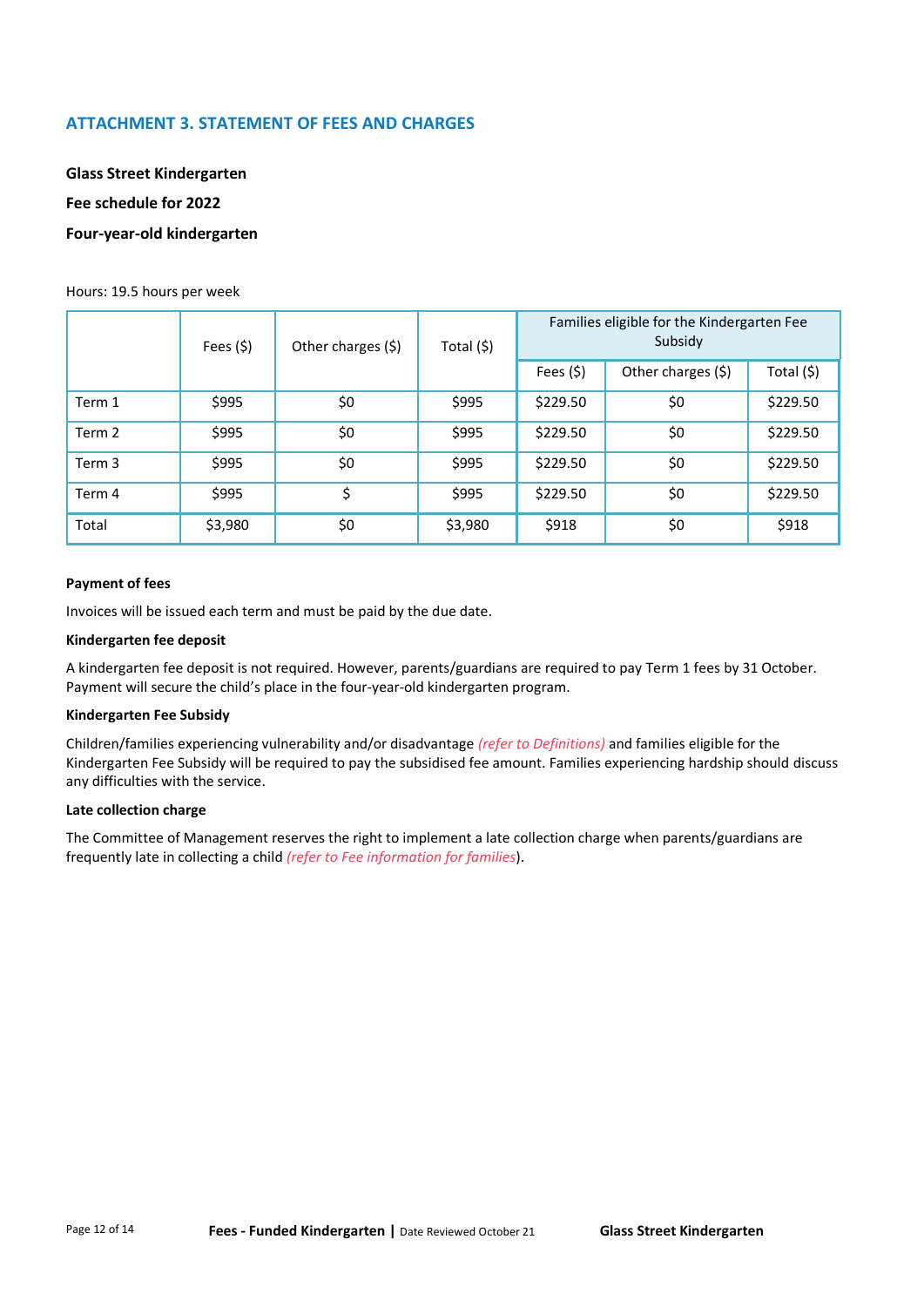## ATTACHMENT 3. STATEMENT OF FEES AND CHARGES

**Glass Street Kindergarten**

**Fee schedule for 2022**

**Four-year-old kindergarten**

Hours: 19.5 hours per week

| | Fees ($) | Other charges ($) | Total ($) | Families eligible for the Kindergarten Fee Subsidy | | |
|---|---|---|---|---|---|---|
| | | | | Fees ($) | Other charges ($) | Total ($) |
| Term 1 | $995 | $0 | $995 | $229.50 | $0 | $229.50 |
| Term 2 | $995 | $0 | $995 | $229.50 | $0 | $229.50 |
| Term 3 | $995 | $0 | $995 | $229.50 | $0 | $229.50 |
| Term 4 | $995 | $ | $995 | $229.50 | $0 | $229.50 |
| Total | $3,980 | $0 | $3,980 | $918 | $0 | $918 |

**Payment of fees**

Invoices will be issued each term and must be paid by the due date.

**Kindergarten fee deposit**

A kindergarten fee deposit is not required. However, parents/guardians are required to pay Term 1 fees by 31 October. Payment will secure the child's place in the four-year-old kindergarten program.

**Kindergarten Fee Subsidy**

Children/families experiencing vulnerability and/or disadvantage *(refer to Definitions)* and families eligible for the Kindergarten Fee Subsidy will be required to pay the subsidised fee amount. Families experiencing hardship should discuss any difficulties with the service.

**Late collection charge**

The Committee of Management reserves the right to implement a late collection charge when parents/guardians are frequently late in collecting a child *(refer to Fee information for families)*.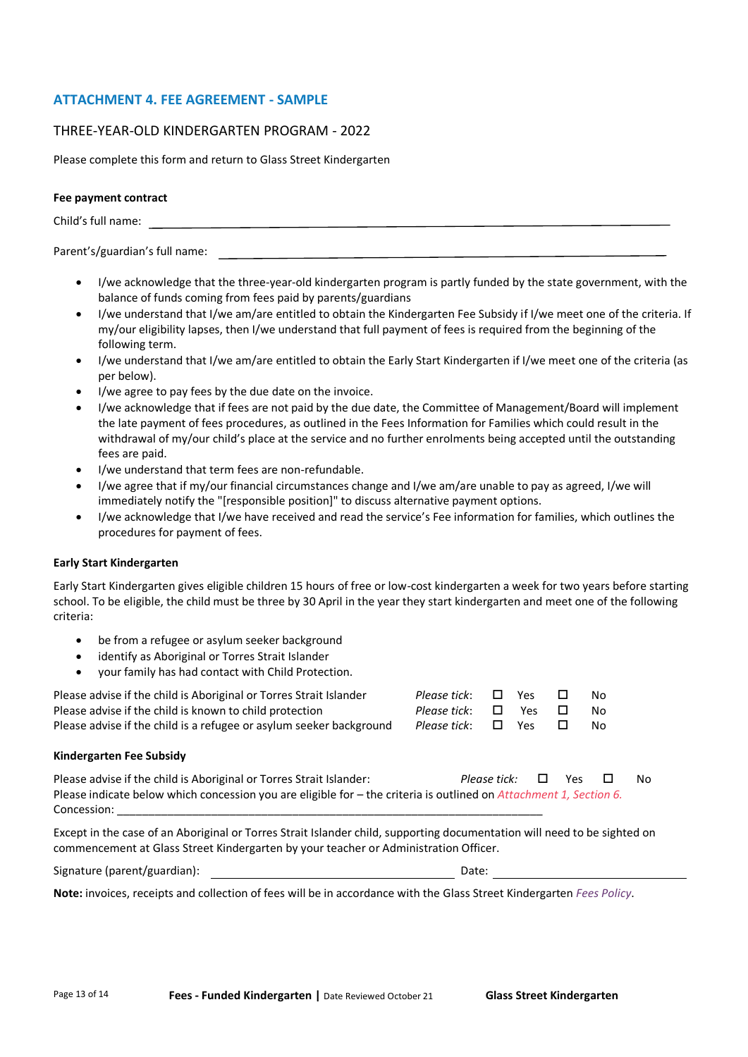## ATTACHMENT 4. FEE AGREEMENT - SAMPLE

THREE-YEAR-OLD KINDERGARTEN PROGRAM - 2022

Please complete this form and return to Glass Street Kindergarten

**Fee payment contract**

Child's full name: ______________________________________________

Parent's/guardian's full name: ______________________________________________

- I/we acknowledge that the three-year-old kindergarten program is partly funded by the state government, with the balance of funds coming from fees paid by parents/guardians
- I/we understand that I/we am/are entitled to obtain the Kindergarten Fee Subsidy if I/we meet one of the criteria. If my/our eligibility lapses, then I/we understand that full payment of fees is required from the beginning of the following term.
- I/we understand that I/we am/are entitled to obtain the Early Start Kindergarten if I/we meet one of the criteria (as per below).
- I/we agree to pay fees by the due date on the invoice.
- I/we acknowledge that if fees are not paid by the due date, the Committee of Management/Board will implement the late payment of fees procedures, as outlined in the Fees Information for Families which could result in the withdrawal of my/our child's place at the service and no further enrolments being accepted until the outstanding fees are paid.
- I/we understand that term fees are non-refundable.
- I/we agree that if my/our financial circumstances change and I/we am/are unable to pay as agreed, I/we will immediately notify the "[responsible position]" to discuss alternative payment options.
- I/we acknowledge that I/we have received and read the service's Fee information for families, which outlines the procedures for payment of fees.

**Early Start Kindergarten**

Early Start Kindergarten gives eligible children 15 hours of free or low-cost kindergarten a week for two years before starting school. To be eligible, the child must be three by 30 April in the year they start kindergarten and meet one of the following criteria:

- be from a refugee or asylum seeker background
- identify as Aboriginal or Torres Strait Islander
- your family has had contact with Child Protection.

Please advise if the child is Aboriginal or Torres Strait Islander *Please tick*: ☐ Yes ☐ No
Please advise if the child is known to child protection *Please tick*: ☐ Yes ☐ No
Please advise if the child is a refugee or asylum seeker background *Please tick*: ☐ Yes ☐ No

**Kindergarten Fee Subsidy**

Please advise if the child is Aboriginal or Torres Strait Islander: *Please tick:* ☐ Yes ☐ No
Please indicate below which concession you are eligible for – the criteria is outlined on *Attachment 1, Section 6.*
Concession: ______________________________________________

Except in the case of an Aboriginal or Torres Strait Islander child, supporting documentation will need to be sighted on commencement at Glass Street Kindergarten by your teacher or Administration Officer.

Signature (parent/guardian): ______________________ Date: ______________________

**Note:** invoices, receipts and collection of fees will be in accordance with the Glass Street Kindergarten *Fees Policy*.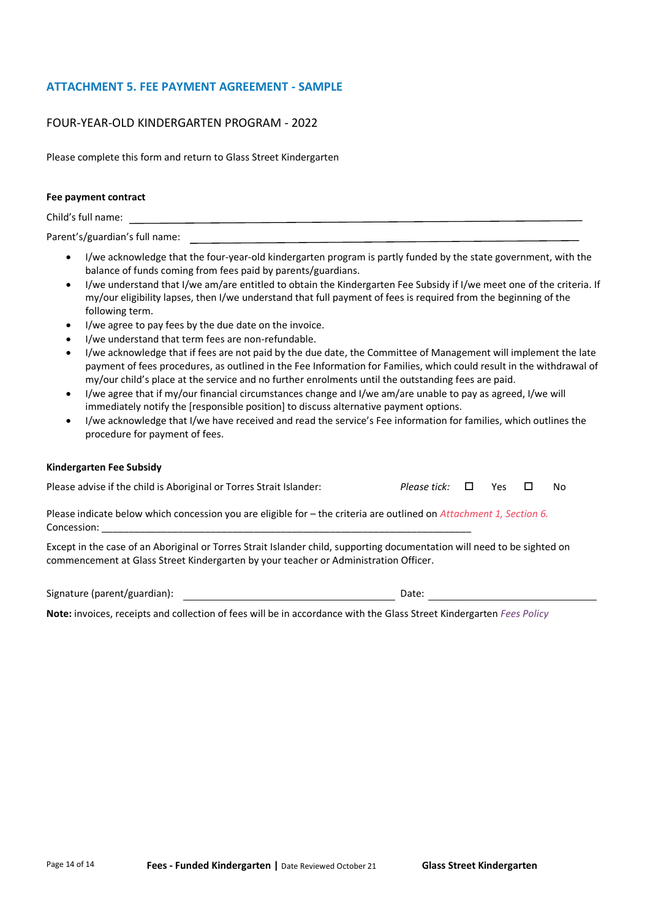## ATTACHMENT 5. FEE PAYMENT AGREEMENT - SAMPLE

### FOUR-YEAR-OLD KINDERGARTEN PROGRAM - 2022

Please complete this form and return to Glass Street Kindergarten

**Fee payment contract**

Child's full name: ______________________________________________

Parent's/guardian's full name: ______________________________________________

- I/we acknowledge that the four-year-old kindergarten program is partly funded by the state government, with the balance of funds coming from fees paid by parents/guardians.
- I/we understand that I/we am/are entitled to obtain the Kindergarten Fee Subsidy if I/we meet one of the criteria. If my/our eligibility lapses, then I/we understand that full payment of fees is required from the beginning of the following term.
- I/we agree to pay fees by the due date on the invoice.
- I/we understand that term fees are non-refundable.
- I/we acknowledge that if fees are not paid by the due date, the Committee of Management will implement the late payment of fees procedures, as outlined in the Fee Information for Families, which could result in the withdrawal of my/our child's place at the service and no further enrolments until the outstanding fees are paid.
- I/we agree that if my/our financial circumstances change and I/we am/are unable to pay as agreed, I/we will immediately notify the [responsible position] to discuss alternative payment options.
- I/we acknowledge that I/we have received and read the service's Fee information for families, which outlines the procedure for payment of fees.

**Kindergarten Fee Subsidy**

Please advise if the child is Aboriginal or Torres Strait Islander: *Please tick:* ☐ Yes ☐ No

Please indicate below which concession you are eligible for – the criteria are outlined on *Attachment 1, Section 6.*
Concession: ______________________________________________

Except in the case of an Aboriginal or Torres Strait Islander child, supporting documentation will need to be sighted on commencement at Glass Street Kindergarten by your teacher or Administration Officer.

Signature (parent/guardian): ______________________ Date: ______________________

**Note:** invoices, receipts and collection of fees will be in accordance with the Glass Street Kindergarten *Fees Policy*